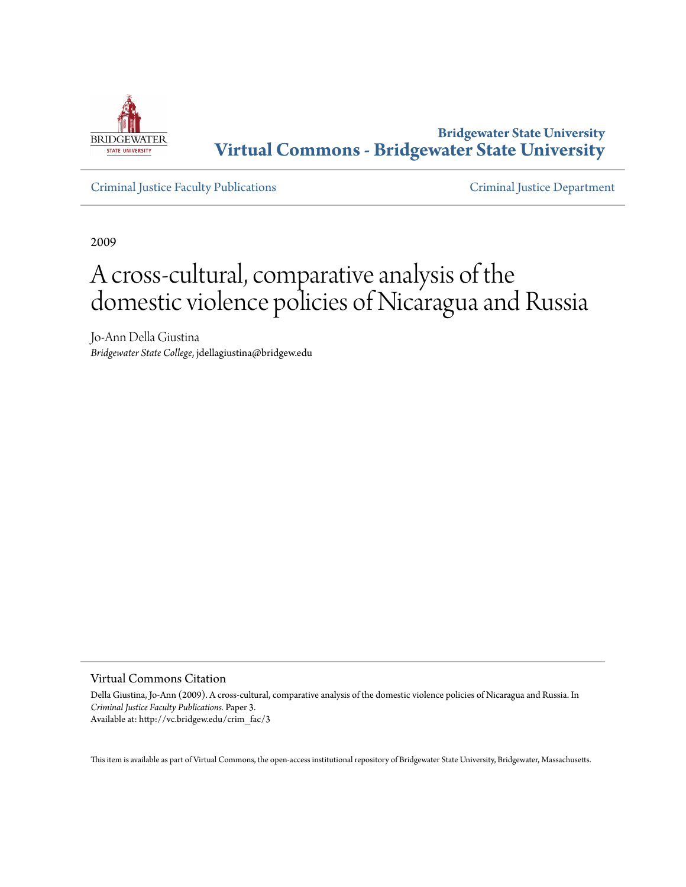Bridgewater State University
**Virtual Commons - Bridgewater State University**

Criminal Justice Faculty Publications

Criminal Justice Department

2009

# A cross-cultural, comparative analysis of the domestic violence policies of Nicaragua and Russia

Jo-Ann Della Giustina
*Bridgewater State College*, jdellagiustina@bridgew.edu

## Virtual Commons Citation

Della Giustina, Jo-Ann (2009). A cross-cultural, comparative analysis of the domestic violence policies of Nicaragua and Russia. In *Criminal Justice Faculty Publications.* Paper 3.
Available at: http://vc.bridgew.edu/crim_fac/3

This item is available as part of Virtual Commons, the open-access institutional repository of Bridgewater State University, Bridgewater, Massachusetts.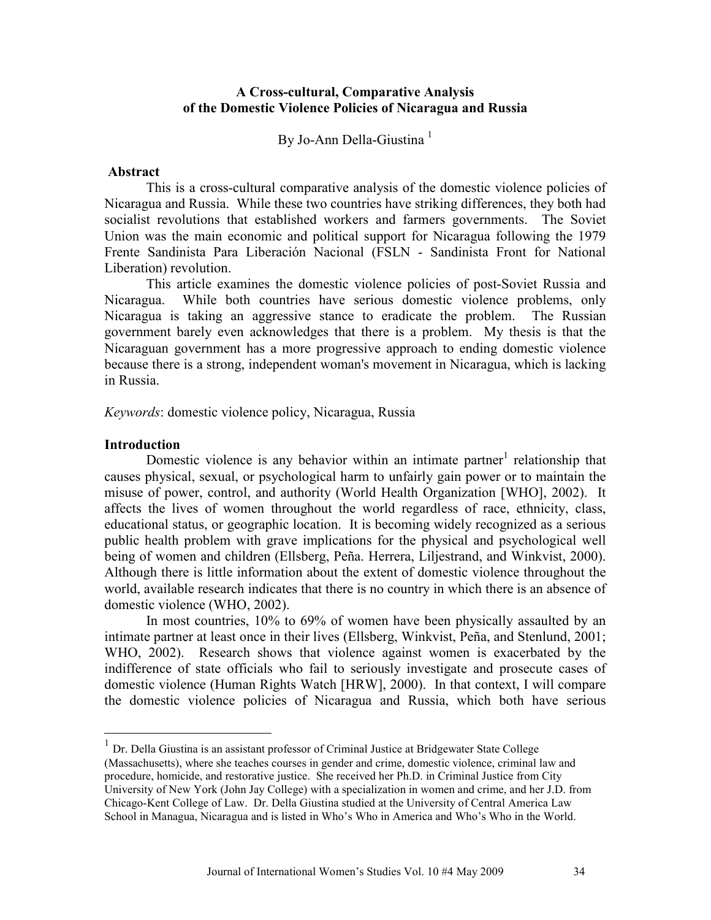# A Cross-cultural, Comparative Analysis of the Domestic Violence Policies of Nicaragua and Russia

By Jo-Ann Della-Giustina [1]

## Abstract

This is a cross-cultural comparative analysis of the domestic violence policies of Nicaragua and Russia. While these two countries have striking differences, they both had socialist revolutions that established workers and farmers governments. The Soviet Union was the main economic and political support for Nicaragua following the 1979 Frente Sandinista Para Liberación Nacional (FSLN - Sandinista Front for National Liberation) revolution.

This article examines the domestic violence policies of post-Soviet Russia and Nicaragua. While both countries have serious domestic violence problems, only Nicaragua is taking an aggressive stance to eradicate the problem. The Russian government barely even acknowledges that there is a problem. My thesis is that the Nicaraguan government has a more progressive approach to ending domestic violence because there is a strong, independent woman's movement in Nicaragua, which is lacking in Russia.

*Keywords*: domestic violence policy, Nicaragua, Russia

## Introduction

Domestic violence is any behavior within an intimate partner[1] relationship that causes physical, sexual, or psychological harm to unfairly gain power or to maintain the misuse of power, control, and authority (World Health Organization [WHO], 2002). It affects the lives of women throughout the world regardless of race, ethnicity, class, educational status, or geographic location. It is becoming widely recognized as a serious public health problem with grave implications for the physical and psychological well being of women and children (Ellsberg, Peña. Herrera, Liljestrand, and Winkvist, 2000). Although there is little information about the extent of domestic violence throughout the world, available research indicates that there is no country in which there is an absence of domestic violence (WHO, 2002).

In most countries, 10% to 69% of women have been physically assaulted by an intimate partner at least once in their lives (Ellsberg, Winkvist, Peña, and Stenlund, 2001; WHO, 2002). Research shows that violence against women is exacerbated by the indifference of state officials who fail to seriously investigate and prosecute cases of domestic violence (Human Rights Watch [HRW], 2000). In that context, I will compare the domestic violence policies of Nicaragua and Russia, which both have serious

---

[1] Dr. Della Giustina is an assistant professor of Criminal Justice at Bridgewater State College (Massachusetts), where she teaches courses in gender and crime, domestic violence, criminal law and procedure, homicide, and restorative justice. She received her Ph.D. in Criminal Justice from City University of New York (John Jay College) with a specialization in women and crime, and her J.D. from Chicago-Kent College of Law. Dr. Della Giustina studied at the University of Central America Law School in Managua, Nicaragua and is listed in Who's Who in America and Who's Who in the World.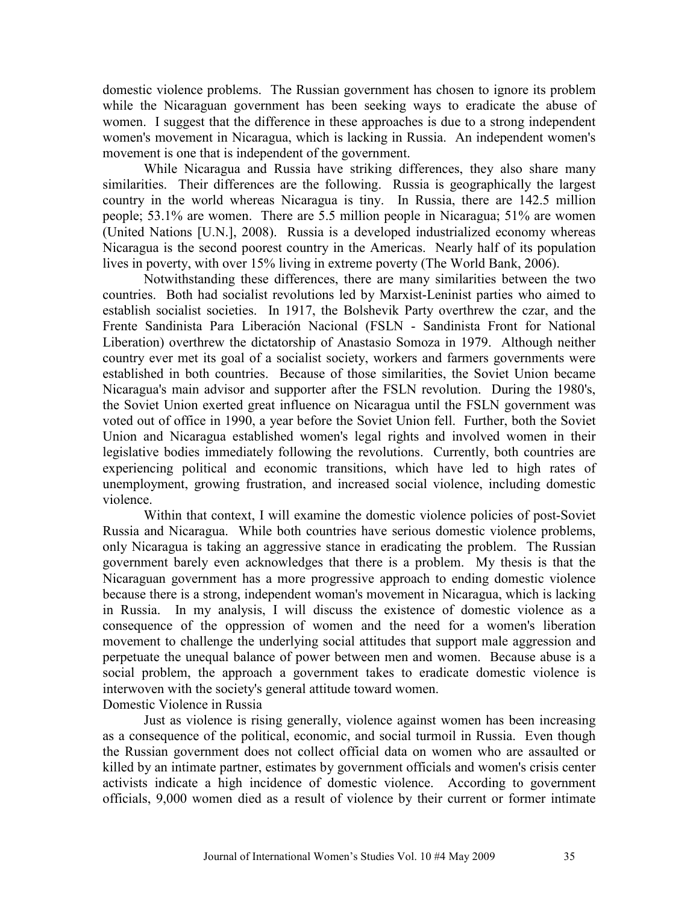domestic violence problems. The Russian government has chosen to ignore its problem while the Nicaraguan government has been seeking ways to eradicate the abuse of women. I suggest that the difference in these approaches is due to a strong independent women's movement in Nicaragua, which is lacking in Russia. An independent women's movement is one that is independent of the government.

While Nicaragua and Russia have striking differences, they also share many similarities. Their differences are the following. Russia is geographically the largest country in the world whereas Nicaragua is tiny. In Russia, there are 142.5 million people; 53.1% are women. There are 5.5 million people in Nicaragua; 51% are women (United Nations [U.N.], 2008). Russia is a developed industrialized economy whereas Nicaragua is the second poorest country in the Americas. Nearly half of its population lives in poverty, with over 15% living in extreme poverty (The World Bank, 2006).

Notwithstanding these differences, there are many similarities between the two countries. Both had socialist revolutions led by Marxist-Leninist parties who aimed to establish socialist societies. In 1917, the Bolshevik Party overthrew the czar, and the Frente Sandinista Para Liberación Nacional (FSLN - Sandinista Front for National Liberation) overthrew the dictatorship of Anastasio Somoza in 1979. Although neither country ever met its goal of a socialist society, workers and farmers governments were established in both countries. Because of those similarities, the Soviet Union became Nicaragua's main advisor and supporter after the FSLN revolution. During the 1980's, the Soviet Union exerted great influence on Nicaragua until the FSLN government was voted out of office in 1990, a year before the Soviet Union fell. Further, both the Soviet Union and Nicaragua established women's legal rights and involved women in their legislative bodies immediately following the revolutions. Currently, both countries are experiencing political and economic transitions, which have led to high rates of unemployment, growing frustration, and increased social violence, including domestic violence.

Within that context, I will examine the domestic violence policies of post-Soviet Russia and Nicaragua. While both countries have serious domestic violence problems, only Nicaragua is taking an aggressive stance in eradicating the problem. The Russian government barely even acknowledges that there is a problem. My thesis is that the Nicaraguan government has a more progressive approach to ending domestic violence because there is a strong, independent woman's movement in Nicaragua, which is lacking in Russia. In my analysis, I will discuss the existence of domestic violence as a consequence of the oppression of women and the need for a women's liberation movement to challenge the underlying social attitudes that support male aggression and perpetuate the unequal balance of power between men and women. Because abuse is a social problem, the approach a government takes to eradicate domestic violence is interwoven with the society's general attitude toward women.

## Domestic Violence in Russia

Just as violence is rising generally, violence against women has been increasing as a consequence of the political, economic, and social turmoil in Russia. Even though the Russian government does not collect official data on women who are assaulted or killed by an intimate partner, estimates by government officials and women's crisis center activists indicate a high incidence of domestic violence. According to government officials, 9,000 women died as a result of violence by their current or former intimate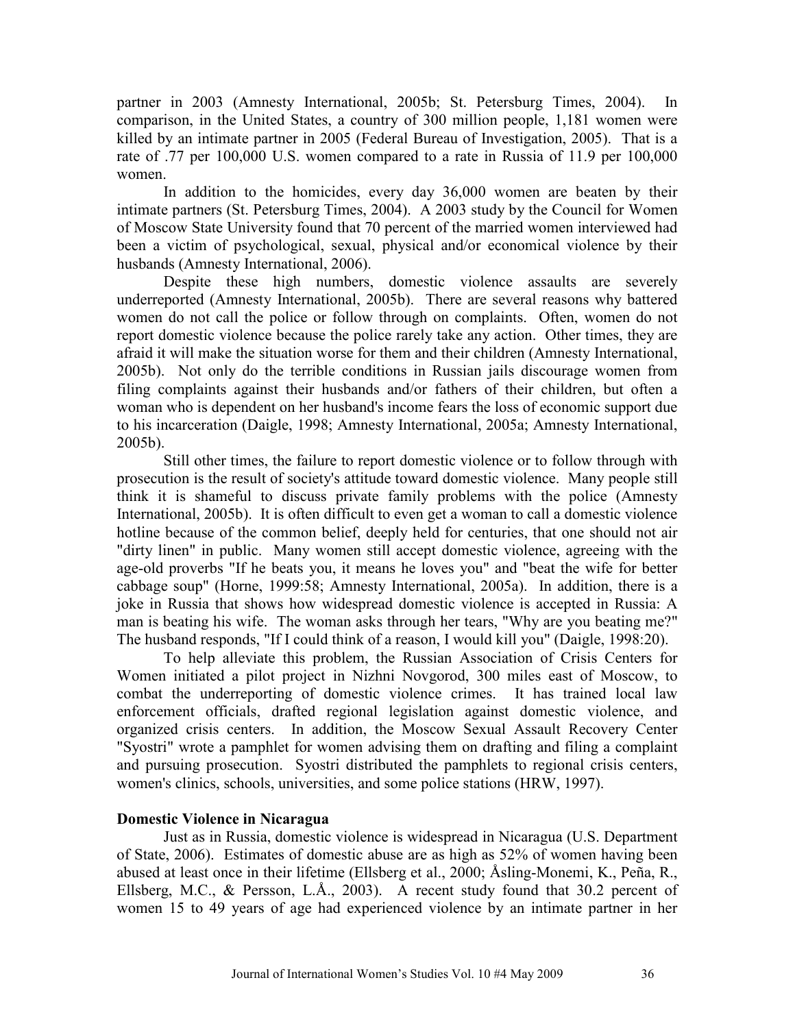partner in 2003 (Amnesty International, 2005b; St. Petersburg Times, 2004). In comparison, in the United States, a country of 300 million people, 1,181 women were killed by an intimate partner in 2005 (Federal Bureau of Investigation, 2005). That is a rate of .77 per 100,000 U.S. women compared to a rate in Russia of 11.9 per 100,000 women.

In addition to the homicides, every day 36,000 women are beaten by their intimate partners (St. Petersburg Times, 2004). A 2003 study by the Council for Women of Moscow State University found that 70 percent of the married women interviewed had been a victim of psychological, sexual, physical and/or economical violence by their husbands (Amnesty International, 2006).

Despite these high numbers, domestic violence assaults are severely underreported (Amnesty International, 2005b). There are several reasons why battered women do not call the police or follow through on complaints. Often, women do not report domestic violence because the police rarely take any action. Other times, they are afraid it will make the situation worse for them and their children (Amnesty International, 2005b). Not only do the terrible conditions in Russian jails discourage women from filing complaints against their husbands and/or fathers of their children, but often a woman who is dependent on her husband's income fears the loss of economic support due to his incarceration (Daigle, 1998; Amnesty International, 2005a; Amnesty International, 2005b).

Still other times, the failure to report domestic violence or to follow through with prosecution is the result of society's attitude toward domestic violence. Many people still think it is shameful to discuss private family problems with the police (Amnesty International, 2005b). It is often difficult to even get a woman to call a domestic violence hotline because of the common belief, deeply held for centuries, that one should not air "dirty linen" in public. Many women still accept domestic violence, agreeing with the age-old proverbs "If he beats you, it means he loves you" and "beat the wife for better cabbage soup" (Horne, 1999:58; Amnesty International, 2005a). In addition, there is a joke in Russia that shows how widespread domestic violence is accepted in Russia: A man is beating his wife. The woman asks through her tears, "Why are you beating me?" The husband responds, "If I could think of a reason, I would kill you" (Daigle, 1998:20).

To help alleviate this problem, the Russian Association of Crisis Centers for Women initiated a pilot project in Nizhni Novgorod, 300 miles east of Moscow, to combat the underreporting of domestic violence crimes. It has trained local law enforcement officials, drafted regional legislation against domestic violence, and organized crisis centers. In addition, the Moscow Sexual Assault Recovery Center "Syostri" wrote a pamphlet for women advising them on drafting and filing a complaint and pursuing prosecution. Syostri distributed the pamphlets to regional crisis centers, women's clinics, schools, universities, and some police stations (HRW, 1997).

## Domestic Violence in Nicaragua

Just as in Russia, domestic violence is widespread in Nicaragua (U.S. Department of State, 2006). Estimates of domestic abuse are as high as 52% of women having been abused at least once in their lifetime (Ellsberg et al., 2000; Åsling-Monemi, K., Peña, R., Ellsberg, M.C., & Persson, L.Å., 2003). A recent study found that 30.2 percent of women 15 to 49 years of age had experienced violence by an intimate partner in her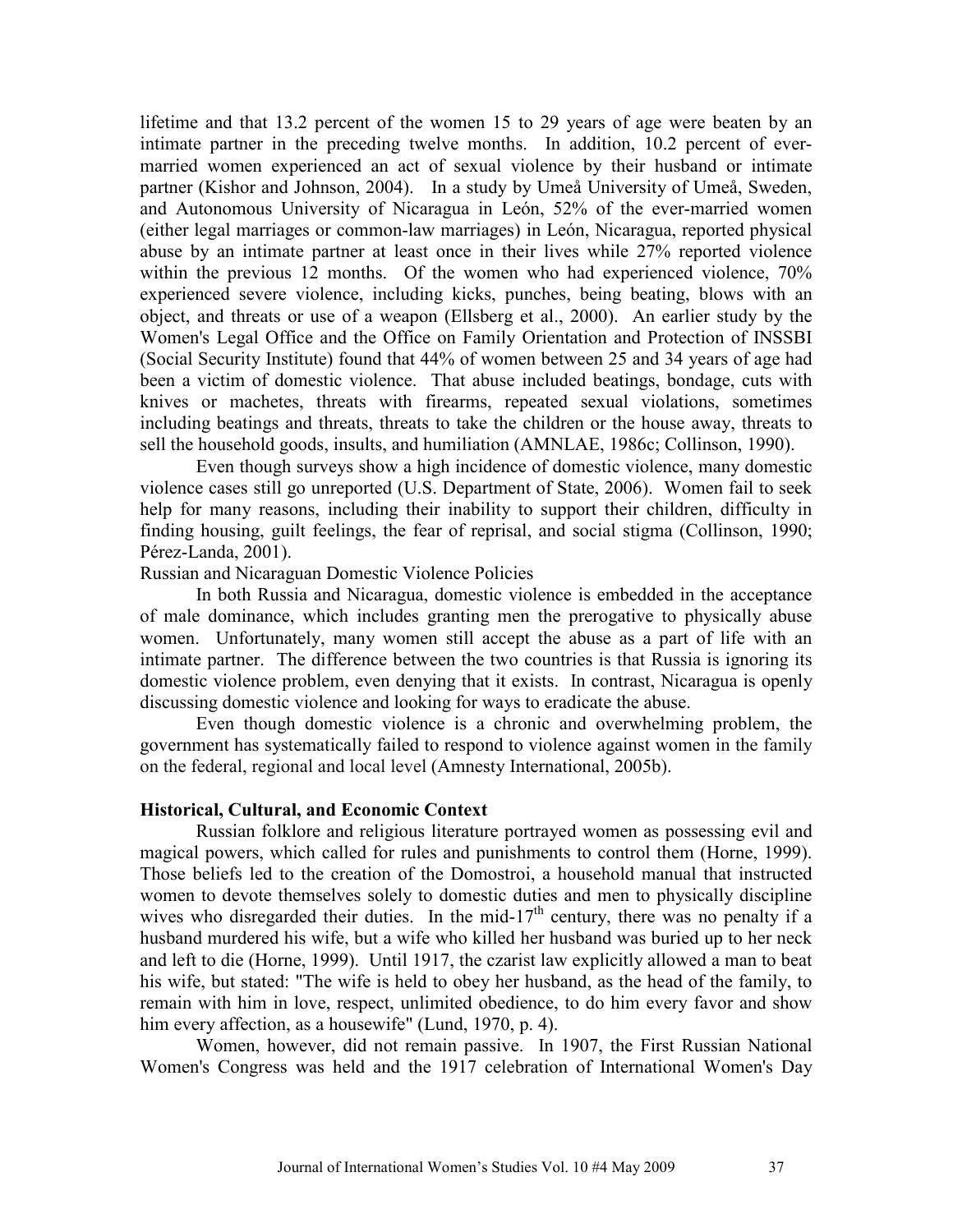lifetime and that 13.2 percent of the women 15 to 29 years of age were beaten by an intimate partner in the preceding twelve months. In addition, 10.2 percent of ever-married women experienced an act of sexual violence by their husband or intimate partner (Kishor and Johnson, 2004). In a study by Umeå University of Umeå, Sweden, and Autonomous University of Nicaragua in León, 52% of the ever-married women (either legal marriages or common-law marriages) in León, Nicaragua, reported physical abuse by an intimate partner at least once in their lives while 27% reported violence within the previous 12 months. Of the women who had experienced violence, 70% experienced severe violence, including kicks, punches, being beating, blows with an object, and threats or use of a weapon (Ellsberg et al., 2000). An earlier study by the Women's Legal Office and the Office on Family Orientation and Protection of INSSBI (Social Security Institute) found that 44% of women between 25 and 34 years of age had been a victim of domestic violence. That abuse included beatings, bondage, cuts with knives or machetes, threats with firearms, repeated sexual violations, sometimes including beatings and threats, threats to take the children or the house away, threats to sell the household goods, insults, and humiliation (AMNLAE, 1986c; Collinson, 1990).

Even though surveys show a high incidence of domestic violence, many domestic violence cases still go unreported (U.S. Department of State, 2006). Women fail to seek help for many reasons, including their inability to support their children, difficulty in finding housing, guilt feelings, the fear of reprisal, and social stigma (Collinson, 1990; Pérez-Landa, 2001).

Russian and Nicaraguan Domestic Violence Policies

In both Russia and Nicaragua, domestic violence is embedded in the acceptance of male dominance, which includes granting men the prerogative to physically abuse women. Unfortunately, many women still accept the abuse as a part of life with an intimate partner. The difference between the two countries is that Russia is ignoring its domestic violence problem, even denying that it exists. In contrast, Nicaragua is openly discussing domestic violence and looking for ways to eradicate the abuse.

Even though domestic violence is a chronic and overwhelming problem, the government has systematically failed to respond to violence against women in the family on the federal, regional and local level (Amnesty International, 2005b).

**Historical, Cultural, and Economic Context**

Russian folklore and religious literature portrayed women as possessing evil and magical powers, which called for rules and punishments to control them (Horne, 1999). Those beliefs led to the creation of the Domostroi, a household manual that instructed women to devote themselves solely to domestic duties and men to physically discipline wives who disregarded their duties. In the mid-17th century, there was no penalty if a husband murdered his wife, but a wife who killed her husband was buried up to her neck and left to die (Horne, 1999). Until 1917, the czarist law explicitly allowed a man to beat his wife, but stated: "The wife is held to obey her husband, as the head of the family, to remain with him in love, respect, unlimited obedience, to do him every favor and show him every affection, as a housewife" (Lund, 1970, p. 4).

Women, however, did not remain passive. In 1907, the First Russian National Women's Congress was held and the 1917 celebration of International Women's Day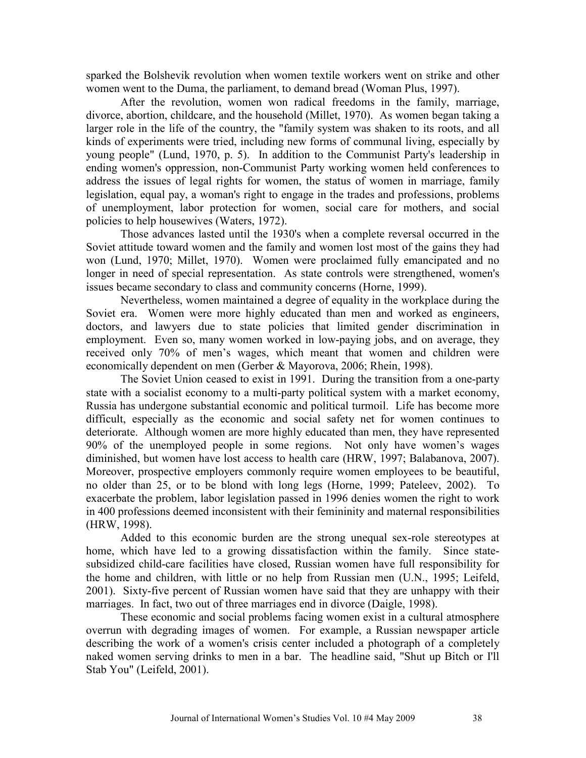sparked the Bolshevik revolution when women textile workers went on strike and other women went to the Duma, the parliament, to demand bread (Woman Plus, 1997).

After the revolution, women won radical freedoms in the family, marriage, divorce, abortion, childcare, and the household (Millet, 1970). As women began taking a larger role in the life of the country, the "family system was shaken to its roots, and all kinds of experiments were tried, including new forms of communal living, especially by young people" (Lund, 1970, p. 5). In addition to the Communist Party's leadership in ending women's oppression, non-Communist Party working women held conferences to address the issues of legal rights for women, the status of women in marriage, family legislation, equal pay, a woman's right to engage in the trades and professions, problems of unemployment, labor protection for women, social care for mothers, and social policies to help housewives (Waters, 1972).

Those advances lasted until the 1930's when a complete reversal occurred in the Soviet attitude toward women and the family and women lost most of the gains they had won (Lund, 1970; Millet, 1970). Women were proclaimed fully emancipated and no longer in need of special representation. As state controls were strengthened, women's issues became secondary to class and community concerns (Horne, 1999).

Nevertheless, women maintained a degree of equality in the workplace during the Soviet era. Women were more highly educated than men and worked as engineers, doctors, and lawyers due to state policies that limited gender discrimination in employment. Even so, many women worked in low-paying jobs, and on average, they received only 70% of men's wages, which meant that women and children were economically dependent on men (Gerber & Mayorova, 2006; Rhein, 1998).

The Soviet Union ceased to exist in 1991. During the transition from a one-party state with a socialist economy to a multi-party political system with a market economy, Russia has undergone substantial economic and political turmoil. Life has become more difficult, especially as the economic and social safety net for women continues to deteriorate. Although women are more highly educated than men, they have represented 90% of the unemployed people in some regions. Not only have women's wages diminished, but women have lost access to health care (HRW, 1997; Balabanova, 2007). Moreover, prospective employers commonly require women employees to be beautiful, no older than 25, or to be blond with long legs (Horne, 1999; Pateleev, 2002). To exacerbate the problem, labor legislation passed in 1996 denies women the right to work in 400 professions deemed inconsistent with their femininity and maternal responsibilities (HRW, 1998).

Added to this economic burden are the strong unequal sex-role stereotypes at home, which have led to a growing dissatisfaction within the family. Since state-subsidized child-care facilities have closed, Russian women have full responsibility for the home and children, with little or no help from Russian men (U.N., 1995; Leifeld, 2001). Sixty-five percent of Russian women have said that they are unhappy with their marriages. In fact, two out of three marriages end in divorce (Daigle, 1998).

These economic and social problems facing women exist in a cultural atmosphere overrun with degrading images of women. For example, a Russian newspaper article describing the work of a women's crisis center included a photograph of a completely naked women serving drinks to men in a bar. The headline said, "Shut up Bitch or I'll Stab You" (Leifeld, 2001).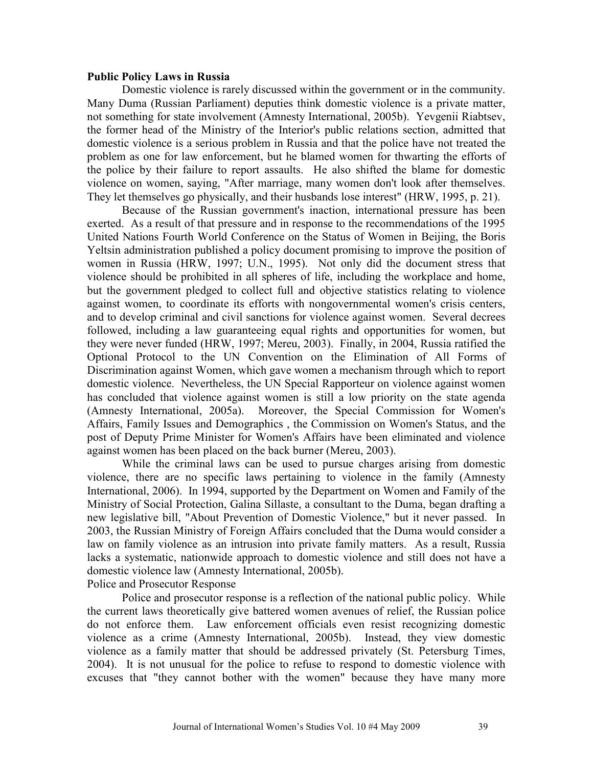**Public Policy Laws in Russia**

Domestic violence is rarely discussed within the government or in the community. Many Duma (Russian Parliament) deputies think domestic violence is a private matter, not something for state involvement (Amnesty International, 2005b). Yevgenii Riabtsev, the former head of the Ministry of the Interior's public relations section, admitted that domestic violence is a serious problem in Russia and that the police have not treated the problem as one for law enforcement, but he blamed women for thwarting the efforts of the police by their failure to report assaults. He also shifted the blame for domestic violence on women, saying, "After marriage, many women don't look after themselves. They let themselves go physically, and their husbands lose interest" (HRW, 1995, p. 21).

Because of the Russian government's inaction, international pressure has been exerted. As a result of that pressure and in response to the recommendations of the 1995 United Nations Fourth World Conference on the Status of Women in Beijing, the Boris Yeltsin administration published a policy document promising to improve the position of women in Russia (HRW, 1997; U.N., 1995). Not only did the document stress that violence should be prohibited in all spheres of life, including the workplace and home, but the government pledged to collect full and objective statistics relating to violence against women, to coordinate its efforts with nongovernmental women's crisis centers, and to develop criminal and civil sanctions for violence against women. Several decrees followed, including a law guaranteeing equal rights and opportunities for women, but they were never funded (HRW, 1997; Mereu, 2003). Finally, in 2004, Russia ratified the Optional Protocol to the UN Convention on the Elimination of All Forms of Discrimination against Women, which gave women a mechanism through which to report domestic violence. Nevertheless, the UN Special Rapporteur on violence against women has concluded that violence against women is still a low priority on the state agenda (Amnesty International, 2005a). Moreover, the Special Commission for Women's Affairs, Family Issues and Demographics , the Commission on Women's Status, and the post of Deputy Prime Minister for Women's Affairs have been eliminated and violence against women has been placed on the back burner (Mereu, 2003).

While the criminal laws can be used to pursue charges arising from domestic violence, there are no specific laws pertaining to violence in the family (Amnesty International, 2006). In 1994, supported by the Department on Women and Family of the Ministry of Social Protection, Galina Sillaste, a consultant to the Duma, began drafting a new legislative bill, "About Prevention of Domestic Violence," but it never passed. In 2003, the Russian Ministry of Foreign Affairs concluded that the Duma would consider a law on family violence as an intrusion into private family matters. As a result, Russia lacks a systematic, nationwide approach to domestic violence and still does not have a domestic violence law (Amnesty International, 2005b).

Police and Prosecutor Response

Police and prosecutor response is a reflection of the national public policy. While the current laws theoretically give battered women avenues of relief, the Russian police do not enforce them. Law enforcement officials even resist recognizing domestic violence as a crime (Amnesty International, 2005b). Instead, they view domestic violence as a family matter that should be addressed privately (St. Petersburg Times, 2004). It is not unusual for the police to refuse to respond to domestic violence with excuses that "they cannot bother with the women" because they have many more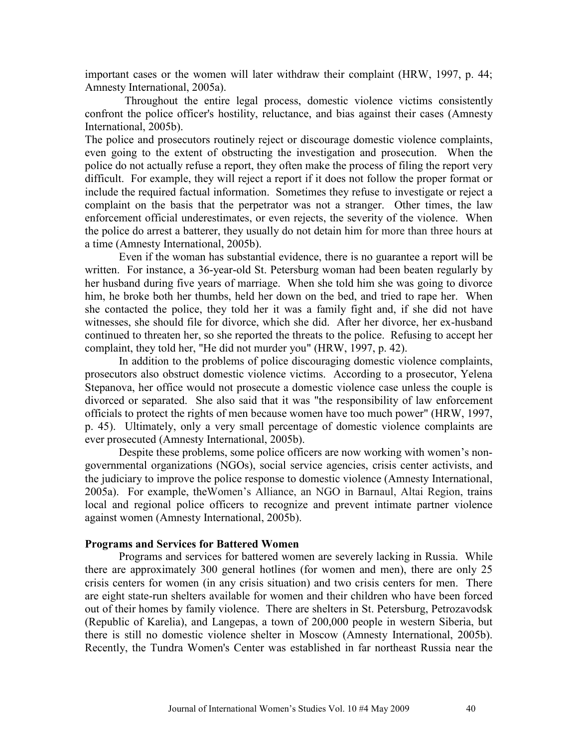important cases or the women will later withdraw their complaint (HRW, 1997, p. 44; Amnesty International, 2005a).

Throughout the entire legal process, domestic violence victims consistently confront the police officer's hostility, reluctance, and bias against their cases (Amnesty International, 2005b).

The police and prosecutors routinely reject or discourage domestic violence complaints, even going to the extent of obstructing the investigation and prosecution. When the police do not actually refuse a report, they often make the process of filing the report very difficult. For example, they will reject a report if it does not follow the proper format or include the required factual information. Sometimes they refuse to investigate or reject a complaint on the basis that the perpetrator was not a stranger. Other times, the law enforcement official underestimates, or even rejects, the severity of the violence. When the police do arrest a batterer, they usually do not detain him for more than three hours at a time (Amnesty International, 2005b).

Even if the woman has substantial evidence, there is no guarantee a report will be written. For instance, a 36-year-old St. Petersburg woman had been beaten regularly by her husband during five years of marriage. When she told him she was going to divorce him, he broke both her thumbs, held her down on the bed, and tried to rape her. When she contacted the police, they told her it was a family fight and, if she did not have witnesses, she should file for divorce, which she did. After her divorce, her ex-husband continued to threaten her, so she reported the threats to the police. Refusing to accept her complaint, they told her, "He did not murder you" (HRW, 1997, p. 42).

In addition to the problems of police discouraging domestic violence complaints, prosecutors also obstruct domestic violence victims. According to a prosecutor, Yelena Stepanova, her office would not prosecute a domestic violence case unless the couple is divorced or separated. She also said that it was "the responsibility of law enforcement officials to protect the rights of men because women have too much power" (HRW, 1997, p. 45). Ultimately, only a very small percentage of domestic violence complaints are ever prosecuted (Amnesty International, 2005b).

Despite these problems, some police officers are now working with women's non-governmental organizations (NGOs), social service agencies, crisis center activists, and the judiciary to improve the police response to domestic violence (Amnesty International, 2005a). For example, theWomen's Alliance, an NGO in Barnaul, Altai Region, trains local and regional police officers to recognize and prevent intimate partner violence against women (Amnesty International, 2005b).

**Programs and Services for Battered Women**

Programs and services for battered women are severely lacking in Russia. While there are approximately 300 general hotlines (for women and men), there are only 25 crisis centers for women (in any crisis situation) and two crisis centers for men. There are eight state-run shelters available for women and their children who have been forced out of their homes by family violence. There are shelters in St. Petersburg, Petrozavodsk (Republic of Karelia), and Langepas, a town of 200,000 people in western Siberia, but there is still no domestic violence shelter in Moscow (Amnesty International, 2005b). Recently, the Tundra Women's Center was established in far northeast Russia near the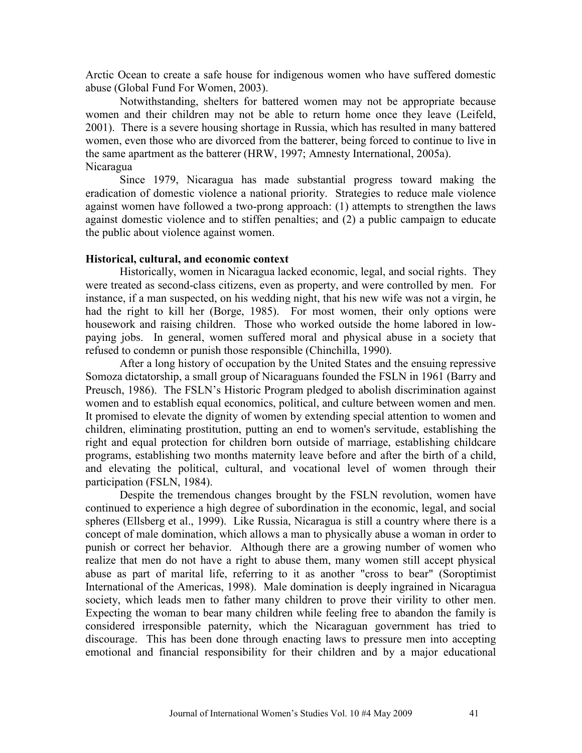Arctic Ocean to create a safe house for indigenous women who have suffered domestic abuse (Global Fund For Women, 2003).

Notwithstanding, shelters for battered women may not be appropriate because women and their children may not be able to return home once they leave (Leifeld, 2001). There is a severe housing shortage in Russia, which has resulted in many battered women, even those who are divorced from the batterer, being forced to continue to live in the same apartment as the batterer (HRW, 1997; Amnesty International, 2005a).

Nicaragua

Since 1979, Nicaragua has made substantial progress toward making the eradication of domestic violence a national priority. Strategies to reduce male violence against women have followed a two-prong approach: (1) attempts to strengthen the laws against domestic violence and to stiffen penalties; and (2) a public campaign to educate the public about violence against women.

**Historical, cultural, and economic context**

Historically, women in Nicaragua lacked economic, legal, and social rights. They were treated as second-class citizens, even as property, and were controlled by men. For instance, if a man suspected, on his wedding night, that his new wife was not a virgin, he had the right to kill her (Borge, 1985). For most women, their only options were housework and raising children. Those who worked outside the home labored in low-paying jobs. In general, women suffered moral and physical abuse in a society that refused to condemn or punish those responsible (Chinchilla, 1990).

After a long history of occupation by the United States and the ensuing repressive Somoza dictatorship, a small group of Nicaraguans founded the FSLN in 1961 (Barry and Preusch, 1986). The FSLN's Historic Program pledged to abolish discrimination against women and to establish equal economics, political, and culture between women and men. It promised to elevate the dignity of women by extending special attention to women and children, eliminating prostitution, putting an end to women's servitude, establishing the right and equal protection for children born outside of marriage, establishing childcare programs, establishing two months maternity leave before and after the birth of a child, and elevating the political, cultural, and vocational level of women through their participation (FSLN, 1984).

Despite the tremendous changes brought by the FSLN revolution, women have continued to experience a high degree of subordination in the economic, legal, and social spheres (Ellsberg et al., 1999). Like Russia, Nicaragua is still a country where there is a concept of male domination, which allows a man to physically abuse a woman in order to punish or correct her behavior. Although there are a growing number of women who realize that men do not have a right to abuse them, many women still accept physical abuse as part of marital life, referring to it as another "cross to bear" (Soroptimist International of the Americas, 1998). Male domination is deeply ingrained in Nicaragua society, which leads men to father many children to prove their virility to other men. Expecting the woman to bear many children while feeling free to abandon the family is considered irresponsible paternity, which the Nicaraguan government has tried to discourage. This has been done through enacting laws to pressure men into accepting emotional and financial responsibility for their children and by a major educational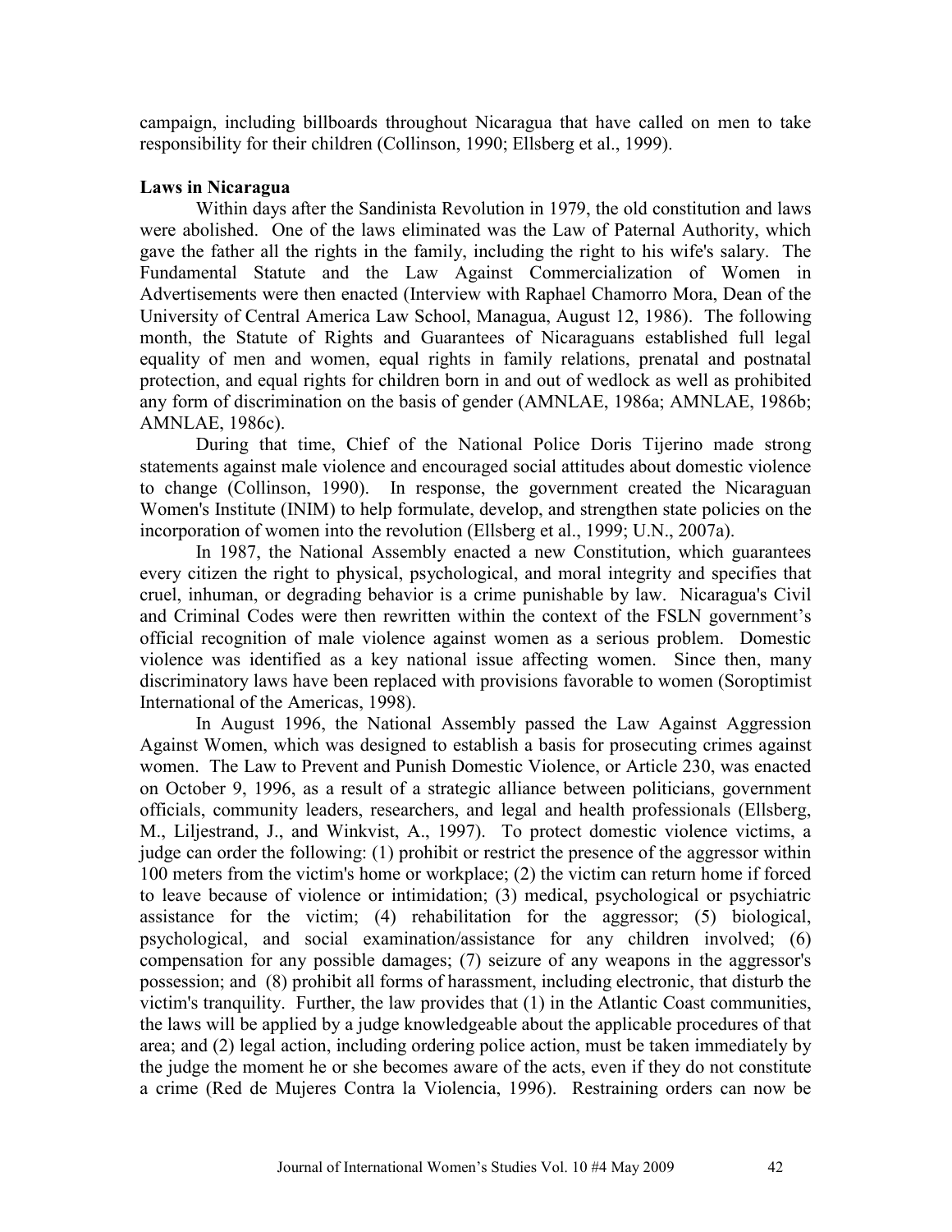campaign, including billboards throughout Nicaragua that have called on men to take responsibility for their children (Collinson, 1990; Ellsberg et al., 1999).

**Laws in Nicaragua**

Within days after the Sandinista Revolution in 1979, the old constitution and laws were abolished. One of the laws eliminated was the Law of Paternal Authority, which gave the father all the rights in the family, including the right to his wife's salary. The Fundamental Statute and the Law Against Commercialization of Women in Advertisements were then enacted (Interview with Raphael Chamorro Mora, Dean of the University of Central America Law School, Managua, August 12, 1986). The following month, the Statute of Rights and Guarantees of Nicaraguans established full legal equality of men and women, equal rights in family relations, prenatal and postnatal protection, and equal rights for children born in and out of wedlock as well as prohibited any form of discrimination on the basis of gender (AMNLAE, 1986a; AMNLAE, 1986b; AMNLAE, 1986c).

During that time, Chief of the National Police Doris Tijerino made strong statements against male violence and encouraged social attitudes about domestic violence to change (Collinson, 1990). In response, the government created the Nicaraguan Women's Institute (INIM) to help formulate, develop, and strengthen state policies on the incorporation of women into the revolution (Ellsberg et al., 1999; U.N., 2007a).

In 1987, the National Assembly enacted a new Constitution, which guarantees every citizen the right to physical, psychological, and moral integrity and specifies that cruel, inhuman, or degrading behavior is a crime punishable by law. Nicaragua's Civil and Criminal Codes were then rewritten within the context of the FSLN government's official recognition of male violence against women as a serious problem. Domestic violence was identified as a key national issue affecting women. Since then, many discriminatory laws have been replaced with provisions favorable to women (Soroptimist International of the Americas, 1998).

In August 1996, the National Assembly passed the Law Against Aggression Against Women, which was designed to establish a basis for prosecuting crimes against women. The Law to Prevent and Punish Domestic Violence, or Article 230, was enacted on October 9, 1996, as a result of a strategic alliance between politicians, government officials, community leaders, researchers, and legal and health professionals (Ellsberg, M., Liljestrand, J., and Winkvist, A., 1997). To protect domestic violence victims, a judge can order the following: (1) prohibit or restrict the presence of the aggressor within 100 meters from the victim's home or workplace; (2) the victim can return home if forced to leave because of violence or intimidation; (3) medical, psychological or psychiatric assistance for the victim; (4) rehabilitation for the aggressor; (5) biological, psychological, and social examination/assistance for any children involved; (6) compensation for any possible damages; (7) seizure of any weapons in the aggressor's possession; and (8) prohibit all forms of harassment, including electronic, that disturb the victim's tranquility. Further, the law provides that (1) in the Atlantic Coast communities, the laws will be applied by a judge knowledgeable about the applicable procedures of that area; and (2) legal action, including ordering police action, must be taken immediately by the judge the moment he or she becomes aware of the acts, even if they do not constitute a crime (Red de Mujeres Contra la Violencia, 1996). Restraining orders can now be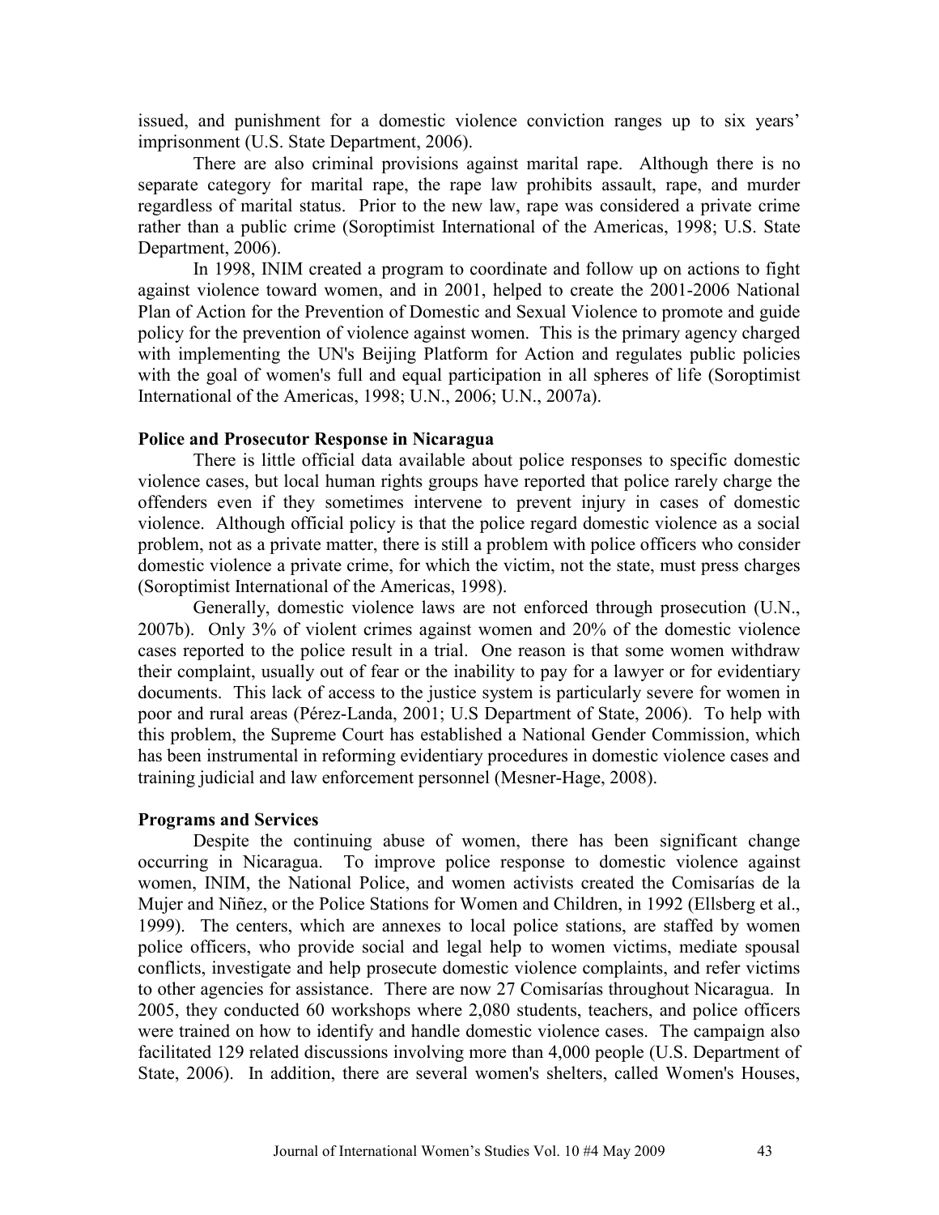issued, and punishment for a domestic violence conviction ranges up to six years' imprisonment (U.S. State Department, 2006).

There are also criminal provisions against marital rape. Although there is no separate category for marital rape, the rape law prohibits assault, rape, and murder regardless of marital status. Prior to the new law, rape was considered a private crime rather than a public crime (Soroptimist International of the Americas, 1998; U.S. State Department, 2006).

In 1998, INIM created a program to coordinate and follow up on actions to fight against violence toward women, and in 2001, helped to create the 2001-2006 National Plan of Action for the Prevention of Domestic and Sexual Violence to promote and guide policy for the prevention of violence against women. This is the primary agency charged with implementing the UN's Beijing Platform for Action and regulates public policies with the goal of women's full and equal participation in all spheres of life (Soroptimist International of the Americas, 1998; U.N., 2006; U.N., 2007a).

**Police and Prosecutor Response in Nicaragua**

There is little official data available about police responses to specific domestic violence cases, but local human rights groups have reported that police rarely charge the offenders even if they sometimes intervene to prevent injury in cases of domestic violence. Although official policy is that the police regard domestic violence as a social problem, not as a private matter, there is still a problem with police officers who consider domestic violence a private crime, for which the victim, not the state, must press charges (Soroptimist International of the Americas, 1998).

Generally, domestic violence laws are not enforced through prosecution (U.N., 2007b). Only 3% of violent crimes against women and 20% of the domestic violence cases reported to the police result in a trial. One reason is that some women withdraw their complaint, usually out of fear or the inability to pay for a lawyer or for evidentiary documents. This lack of access to the justice system is particularly severe for women in poor and rural areas (Pérez-Landa, 2001; U.S Department of State, 2006). To help with this problem, the Supreme Court has established a National Gender Commission, which has been instrumental in reforming evidentiary procedures in domestic violence cases and training judicial and law enforcement personnel (Mesner-Hage, 2008).

**Programs and Services**

Despite the continuing abuse of women, there has been significant change occurring in Nicaragua. To improve police response to domestic violence against women, INIM, the National Police, and women activists created the Comisarías de la Mujer and Niñez, or the Police Stations for Women and Children, in 1992 (Ellsberg et al., 1999). The centers, which are annexes to local police stations, are staffed by women police officers, who provide social and legal help to women victims, mediate spousal conflicts, investigate and help prosecute domestic violence complaints, and refer victims to other agencies for assistance. There are now 27 Comisarías throughout Nicaragua. In 2005, they conducted 60 workshops where 2,080 students, teachers, and police officers were trained on how to identify and handle domestic violence cases. The campaign also facilitated 129 related discussions involving more than 4,000 people (U.S. Department of State, 2006). In addition, there are several women's shelters, called Women's Houses,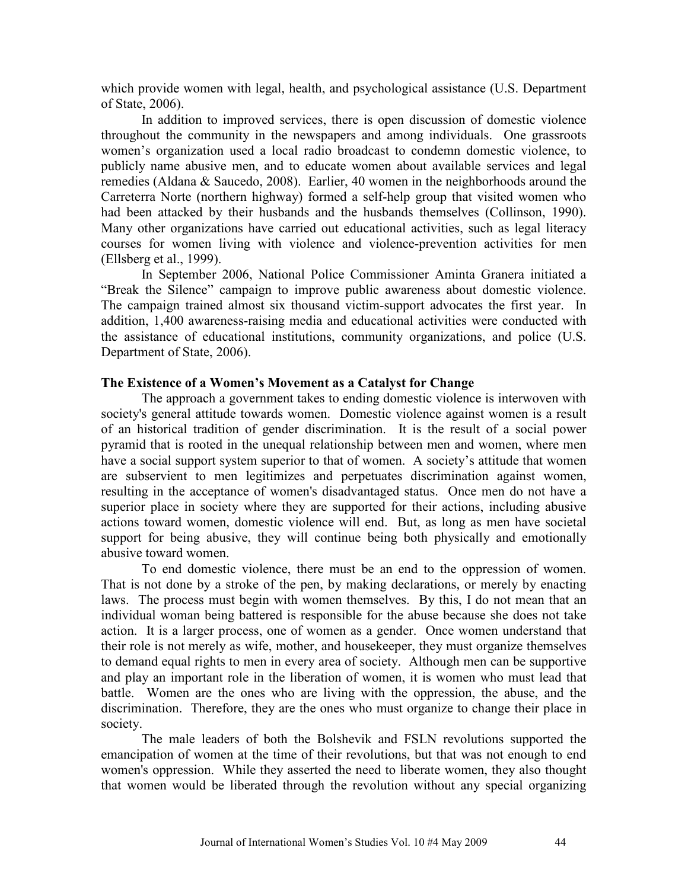which provide women with legal, health, and psychological assistance (U.S. Department of State, 2006).

In addition to improved services, there is open discussion of domestic violence throughout the community in the newspapers and among individuals. One grassroots women's organization used a local radio broadcast to condemn domestic violence, to publicly name abusive men, and to educate women about available services and legal remedies (Aldana & Saucedo, 2008). Earlier, 40 women in the neighborhoods around the Carreterra Norte (northern highway) formed a self-help group that visited women who had been attacked by their husbands and the husbands themselves (Collinson, 1990). Many other organizations have carried out educational activities, such as legal literacy courses for women living with violence and violence-prevention activities for men (Ellsberg et al., 1999).

In September 2006, National Police Commissioner Aminta Granera initiated a "Break the Silence" campaign to improve public awareness about domestic violence. The campaign trained almost six thousand victim-support advocates the first year. In addition, 1,400 awareness-raising media and educational activities were conducted with the assistance of educational institutions, community organizations, and police (U.S. Department of State, 2006).

### The Existence of a Women's Movement as a Catalyst for Change

The approach a government takes to ending domestic violence is interwoven with society's general attitude towards women. Domestic violence against women is a result of an historical tradition of gender discrimination. It is the result of a social power pyramid that is rooted in the unequal relationship between men and women, where men have a social support system superior to that of women. A society's attitude that women are subservient to men legitimizes and perpetuates discrimination against women, resulting in the acceptance of women's disadvantaged status. Once men do not have a superior place in society where they are supported for their actions, including abusive actions toward women, domestic violence will end. But, as long as men have societal support for being abusive, they will continue being both physically and emotionally abusive toward women.

To end domestic violence, there must be an end to the oppression of women. That is not done by a stroke of the pen, by making declarations, or merely by enacting laws. The process must begin with women themselves. By this, I do not mean that an individual woman being battered is responsible for the abuse because she does not take action. It is a larger process, one of women as a gender. Once women understand that their role is not merely as wife, mother, and housekeeper, they must organize themselves to demand equal rights to men in every area of society. Although men can be supportive and play an important role in the liberation of women, it is women who must lead that battle. Women are the ones who are living with the oppression, the abuse, and the discrimination. Therefore, they are the ones who must organize to change their place in society.

The male leaders of both the Bolshevik and FSLN revolutions supported the emancipation of women at the time of their revolutions, but that was not enough to end women's oppression. While they asserted the need to liberate women, they also thought that women would be liberated through the revolution without any special organizing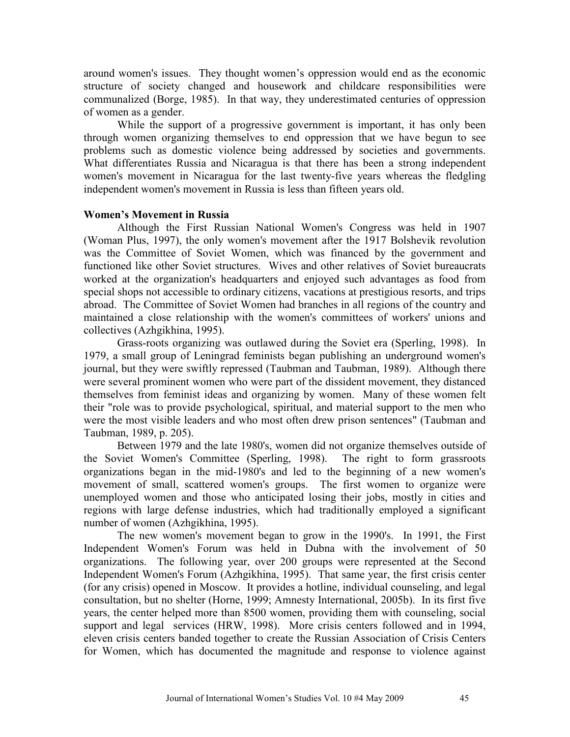around women's issues. They thought women's oppression would end as the economic structure of society changed and housework and childcare responsibilities were communalized (Borge, 1985). In that way, they underestimated centuries of oppression of women as a gender.

While the support of a progressive government is important, it has only been through women organizing themselves to end oppression that we have begun to see problems such as domestic violence being addressed by societies and governments. What differentiates Russia and Nicaragua is that there has been a strong independent women's movement in Nicaragua for the last twenty-five years whereas the fledgling independent women's movement in Russia is less than fifteen years old.

**Women's Movement in Russia**

Although the First Russian National Women's Congress was held in 1907 (Woman Plus, 1997), the only women's movement after the 1917 Bolshevik revolution was the Committee of Soviet Women, which was financed by the government and functioned like other Soviet structures. Wives and other relatives of Soviet bureaucrats worked at the organization's headquarters and enjoyed such advantages as food from special shops not accessible to ordinary citizens, vacations at prestigious resorts, and trips abroad. The Committee of Soviet Women had branches in all regions of the country and maintained a close relationship with the women's committees of workers' unions and collectives (Azhgikhina, 1995).

Grass-roots organizing was outlawed during the Soviet era (Sperling, 1998). In 1979, a small group of Leningrad feminists began publishing an underground women's journal, but they were swiftly repressed (Taubman and Taubman, 1989). Although there were several prominent women who were part of the dissident movement, they distanced themselves from feminist ideas and organizing by women. Many of these women felt their "role was to provide psychological, spiritual, and material support to the men who were the most visible leaders and who most often drew prison sentences" (Taubman and Taubman, 1989, p. 205).

Between 1979 and the late 1980's, women did not organize themselves outside of the Soviet Women's Committee (Sperling, 1998). The right to form grassroots organizations began in the mid-1980's and led to the beginning of a new women's movement of small, scattered women's groups. The first women to organize were unemployed women and those who anticipated losing their jobs, mostly in cities and regions with large defense industries, which had traditionally employed a significant number of women (Azhgikhina, 1995).

The new women's movement began to grow in the 1990's. In 1991, the First Independent Women's Forum was held in Dubna with the involvement of 50 organizations. The following year, over 200 groups were represented at the Second Independent Women's Forum (Azhgikhina, 1995). That same year, the first crisis center (for any crisis) opened in Moscow. It provides a hotline, individual counseling, and legal consultation, but no shelter (Horne, 1999; Amnesty International, 2005b). In its first five years, the center helped more than 8500 women, providing them with counseling, social support and legal services (HRW, 1998). More crisis centers followed and in 1994, eleven crisis centers banded together to create the Russian Association of Crisis Centers for Women, which has documented the magnitude and response to violence against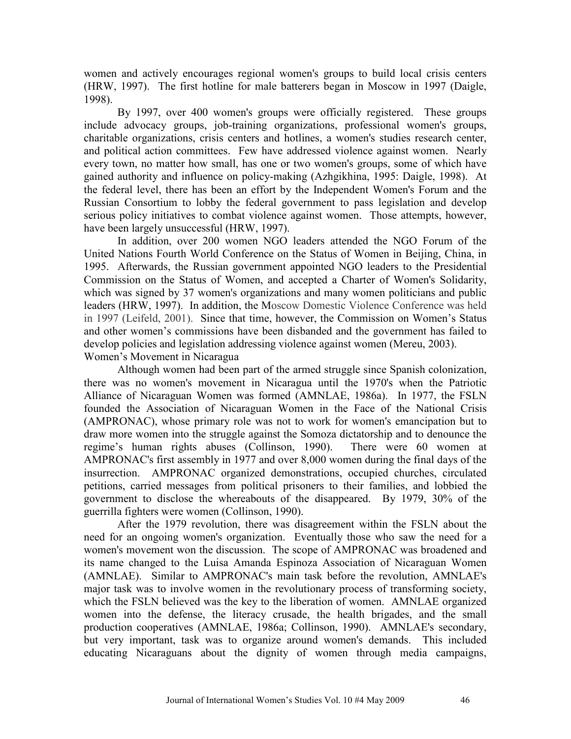women and actively encourages regional women's groups to build local crisis centers (HRW, 1997). The first hotline for male batterers began in Moscow in 1997 (Daigle, 1998).

By 1997, over 400 women's groups were officially registered. These groups include advocacy groups, job-training organizations, professional women's groups, charitable organizations, crisis centers and hotlines, a women's studies research center, and political action committees. Few have addressed violence against women. Nearly every town, no matter how small, has one or two women's groups, some of which have gained authority and influence on policy-making (Azhgikhina, 1995: Daigle, 1998). At the federal level, there has been an effort by the Independent Women's Forum and the Russian Consortium to lobby the federal government to pass legislation and develop serious policy initiatives to combat violence against women. Those attempts, however, have been largely unsuccessful (HRW, 1997).

In addition, over 200 women NGO leaders attended the NGO Forum of the United Nations Fourth World Conference on the Status of Women in Beijing, China, in 1995. Afterwards, the Russian government appointed NGO leaders to the Presidential Commission on the Status of Women, and accepted a Charter of Women's Solidarity, which was signed by 37 women's organizations and many women politicians and public leaders (HRW, 1997). In addition, the Moscow Domestic Violence Conference was held in 1997 (Leifeld, 2001). Since that time, however, the Commission on Women's Status and other women's commissions have been disbanded and the government has failed to develop policies and legislation addressing violence against women (Mereu, 2003).

## Women's Movement in Nicaragua

Although women had been part of the armed struggle since Spanish colonization, there was no women's movement in Nicaragua until the 1970's when the Patriotic Alliance of Nicaraguan Women was formed (AMNLAE, 1986a). In 1977, the FSLN founded the Association of Nicaraguan Women in the Face of the National Crisis (AMPRONAC), whose primary role was not to work for women's emancipation but to draw more women into the struggle against the Somoza dictatorship and to denounce the regime's human rights abuses (Collinson, 1990). There were 60 women at AMPRONAC's first assembly in 1977 and over 8,000 women during the final days of the insurrection. AMPRONAC organized demonstrations, occupied churches, circulated petitions, carried messages from political prisoners to their families, and lobbied the government to disclose the whereabouts of the disappeared. By 1979, 30% of the guerrilla fighters were women (Collinson, 1990).

After the 1979 revolution, there was disagreement within the FSLN about the need for an ongoing women's organization. Eventually those who saw the need for a women's movement won the discussion. The scope of AMPRONAC was broadened and its name changed to the Luisa Amanda Espinoza Association of Nicaraguan Women (AMNLAE). Similar to AMPRONAC's main task before the revolution, AMNLAE's major task was to involve women in the revolutionary process of transforming society, which the FSLN believed was the key to the liberation of women. AMNLAE organized women into the defense, the literacy crusade, the health brigades, and the small production cooperatives (AMNLAE, 1986a; Collinson, 1990). AMNLAE's secondary, but very important, task was to organize around women's demands. This included educating Nicaraguans about the dignity of women through media campaigns,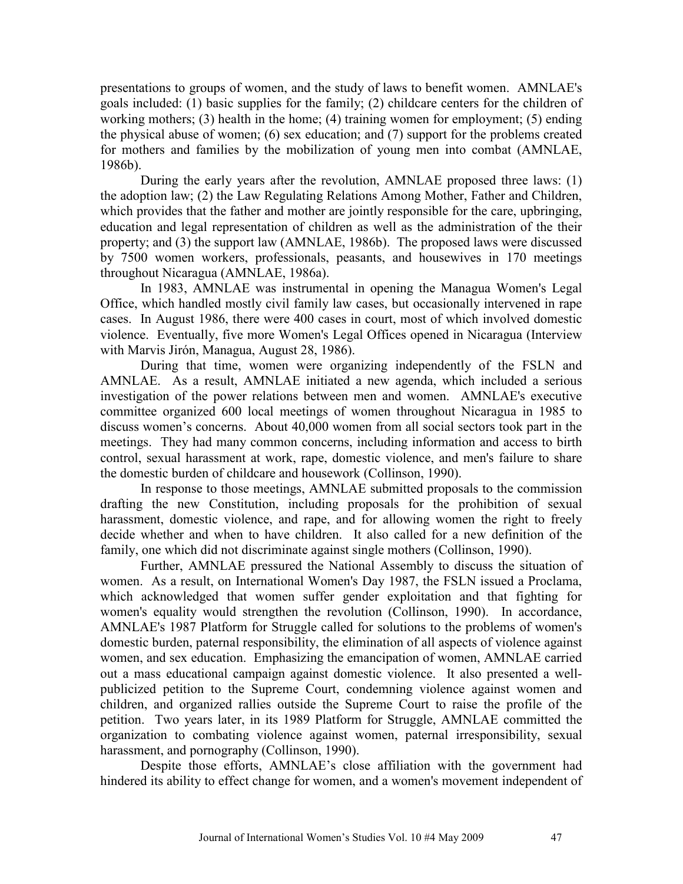presentations to groups of women, and the study of laws to benefit women. AMNLAE's goals included: (1) basic supplies for the family; (2) childcare centers for the children of working mothers; (3) health in the home; (4) training women for employment; (5) ending the physical abuse of women; (6) sex education; and (7) support for the problems created for mothers and families by the mobilization of young men into combat (AMNLAE, 1986b).

During the early years after the revolution, AMNLAE proposed three laws: (1) the adoption law; (2) the Law Regulating Relations Among Mother, Father and Children, which provides that the father and mother are jointly responsible for the care, upbringing, education and legal representation of children as well as the administration of the their property; and (3) the support law (AMNLAE, 1986b). The proposed laws were discussed by 7500 women workers, professionals, peasants, and housewives in 170 meetings throughout Nicaragua (AMNLAE, 1986a).

In 1983, AMNLAE was instrumental in opening the Managua Women's Legal Office, which handled mostly civil family law cases, but occasionally intervened in rape cases. In August 1986, there were 400 cases in court, most of which involved domestic violence. Eventually, five more Women's Legal Offices opened in Nicaragua (Interview with Marvis Jirón, Managua, August 28, 1986).

During that time, women were organizing independently of the FSLN and AMNLAE. As a result, AMNLAE initiated a new agenda, which included a serious investigation of the power relations between men and women. AMNLAE's executive committee organized 600 local meetings of women throughout Nicaragua in 1985 to discuss women's concerns. About 40,000 women from all social sectors took part in the meetings. They had many common concerns, including information and access to birth control, sexual harassment at work, rape, domestic violence, and men's failure to share the domestic burden of childcare and housework (Collinson, 1990).

In response to those meetings, AMNLAE submitted proposals to the commission drafting the new Constitution, including proposals for the prohibition of sexual harassment, domestic violence, and rape, and for allowing women the right to freely decide whether and when to have children. It also called for a new definition of the family, one which did not discriminate against single mothers (Collinson, 1990).

Further, AMNLAE pressured the National Assembly to discuss the situation of women. As a result, on International Women's Day 1987, the FSLN issued a Proclama, which acknowledged that women suffer gender exploitation and that fighting for women's equality would strengthen the revolution (Collinson, 1990). In accordance, AMNLAE's 1987 Platform for Struggle called for solutions to the problems of women's domestic burden, paternal responsibility, the elimination of all aspects of violence against women, and sex education. Emphasizing the emancipation of women, AMNLAE carried out a mass educational campaign against domestic violence. It also presented a well-publicized petition to the Supreme Court, condemning violence against women and children, and organized rallies outside the Supreme Court to raise the profile of the petition. Two years later, in its 1989 Platform for Struggle, AMNLAE committed the organization to combating violence against women, paternal irresponsibility, sexual harassment, and pornography (Collinson, 1990).

Despite those efforts, AMNLAE's close affiliation with the government had hindered its ability to effect change for women, and a women's movement independent of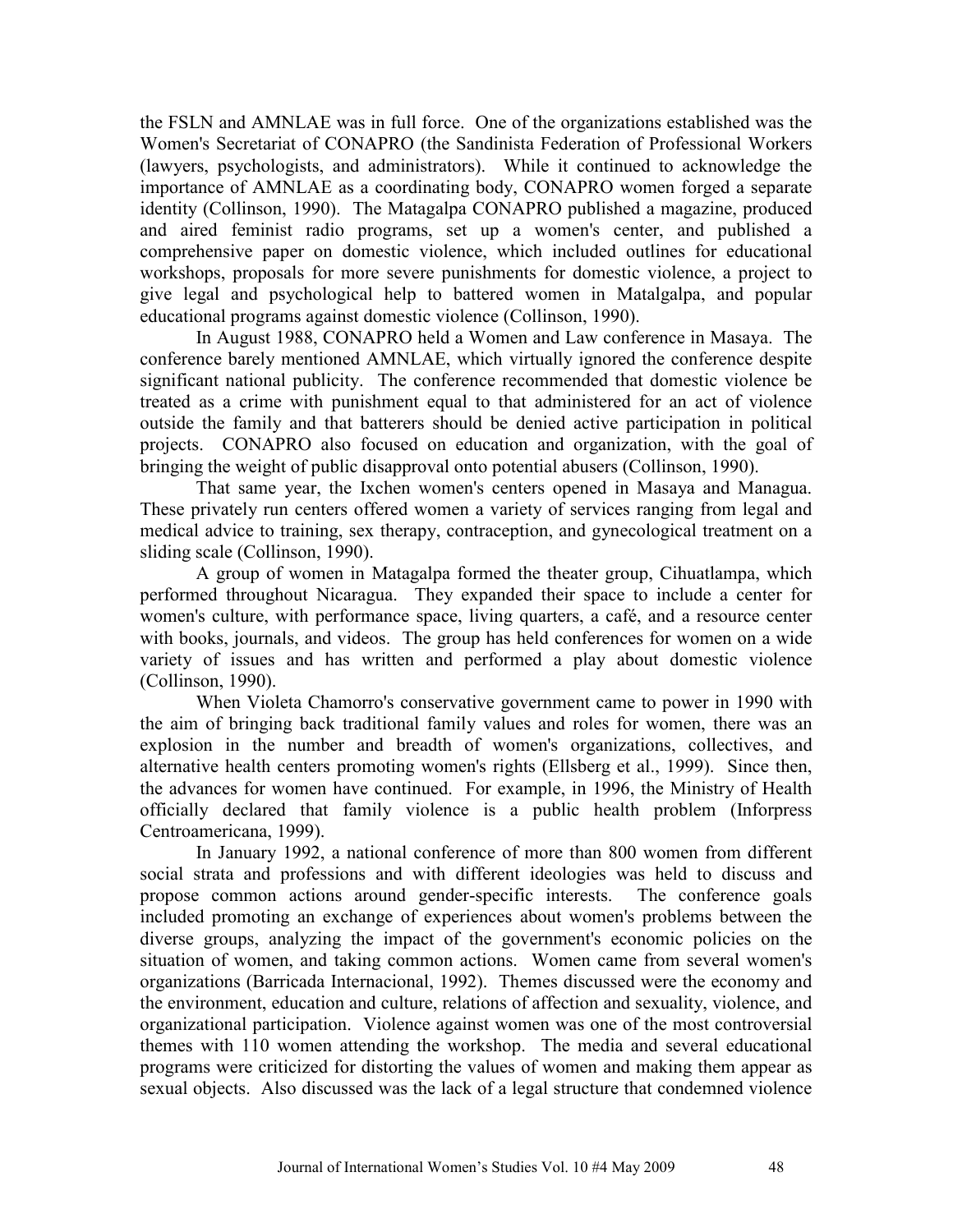the FSLN and AMNLAE was in full force. One of the organizations established was the Women's Secretariat of CONAPRO (the Sandinista Federation of Professional Workers (lawyers, psychologists, and administrators). While it continued to acknowledge the importance of AMNLAE as a coordinating body, CONAPRO women forged a separate identity (Collinson, 1990). The Matagalpa CONAPRO published a magazine, produced and aired feminist radio programs, set up a women's center, and published a comprehensive paper on domestic violence, which included outlines for educational workshops, proposals for more severe punishments for domestic violence, a project to give legal and psychological help to battered women in Matalgalpa, and popular educational programs against domestic violence (Collinson, 1990).

In August 1988, CONAPRO held a Women and Law conference in Masaya. The conference barely mentioned AMNLAE, which virtually ignored the conference despite significant national publicity. The conference recommended that domestic violence be treated as a crime with punishment equal to that administered for an act of violence outside the family and that batterers should be denied active participation in political projects. CONAPRO also focused on education and organization, with the goal of bringing the weight of public disapproval onto potential abusers (Collinson, 1990).

That same year, the Ixchen women's centers opened in Masaya and Managua. These privately run centers offered women a variety of services ranging from legal and medical advice to training, sex therapy, contraception, and gynecological treatment on a sliding scale (Collinson, 1990).

A group of women in Matagalpa formed the theater group, Cihuatlampa, which performed throughout Nicaragua. They expanded their space to include a center for women's culture, with performance space, living quarters, a café, and a resource center with books, journals, and videos. The group has held conferences for women on a wide variety of issues and has written and performed a play about domestic violence (Collinson, 1990).

When Violeta Chamorro's conservative government came to power in 1990 with the aim of bringing back traditional family values and roles for women, there was an explosion in the number and breadth of women's organizations, collectives, and alternative health centers promoting women's rights (Ellsberg et al., 1999). Since then, the advances for women have continued. For example, in 1996, the Ministry of Health officially declared that family violence is a public health problem (Inforpress Centroamericana, 1999).

In January 1992, a national conference of more than 800 women from different social strata and professions and with different ideologies was held to discuss and propose common actions around gender-specific interests. The conference goals included promoting an exchange of experiences about women's problems between the diverse groups, analyzing the impact of the government's economic policies on the situation of women, and taking common actions. Women came from several women's organizations (Barricada Internacional, 1992). Themes discussed were the economy and the environment, education and culture, relations of affection and sexuality, violence, and organizational participation. Violence against women was one of the most controversial themes with 110 women attending the workshop. The media and several educational programs were criticized for distorting the values of women and making them appear as sexual objects. Also discussed was the lack of a legal structure that condemned violence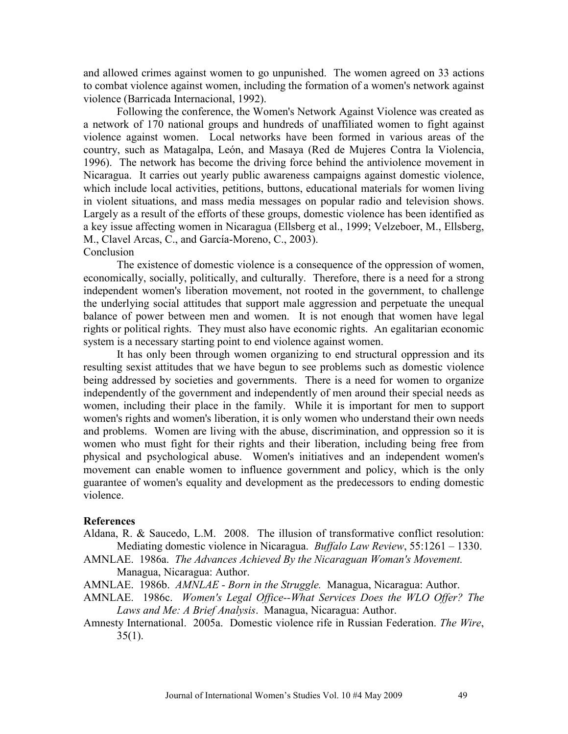and allowed crimes against women to go unpunished. The women agreed on 33 actions to combat violence against women, including the formation of a women's network against violence (Barricada Internacional, 1992).

Following the conference, the Women's Network Against Violence was created as a network of 170 national groups and hundreds of unaffiliated women to fight against violence against women. Local networks have been formed in various areas of the country, such as Matagalpa, León, and Masaya (Red de Mujeres Contra la Violencia, 1996). The network has become the driving force behind the antiviolence movement in Nicaragua. It carries out yearly public awareness campaigns against domestic violence, which include local activities, petitions, buttons, educational materials for women living in violent situations, and mass media messages on popular radio and television shows. Largely as a result of the efforts of these groups, domestic violence has been identified as a key issue affecting women in Nicaragua (Ellsberg et al., 1999; Velzeboer, M., Ellsberg, M., Clavel Arcas, C., and García-Moreno, C., 2003).

## Conclusion

The existence of domestic violence is a consequence of the oppression of women, economically, socially, politically, and culturally. Therefore, there is a need for a strong independent women's liberation movement, not rooted in the government, to challenge the underlying social attitudes that support male aggression and perpetuate the unequal balance of power between men and women. It is not enough that women have legal rights or political rights. They must also have economic rights. An egalitarian economic system is a necessary starting point to end violence against women.

It has only been through women organizing to end structural oppression and its resulting sexist attitudes that we have begun to see problems such as domestic violence being addressed by societies and governments. There is a need for women to organize independently of the government and independently of men around their special needs as women, including their place in the family. While it is important for men to support women's rights and women's liberation, it is only women who understand their own needs and problems. Women are living with the abuse, discrimination, and oppression so it is women who must fight for their rights and their liberation, including being free from physical and psychological abuse. Women's initiatives and an independent women's movement can enable women to influence government and policy, which is the only guarantee of women's equality and development as the predecessors to ending domestic violence.

## References

Aldana, R. & Saucedo, L.M. 2008. The illusion of transformative conflict resolution: Mediating domestic violence in Nicaragua. *Buffalo Law Review*, 55:1261 – 1330.

AMNLAE. 1986a. *The Advances Achieved By the Nicaraguan Woman's Movement.* Managua, Nicaragua: Author.

AMNLAE. 1986b. *AMNLAE - Born in the Struggle.* Managua, Nicaragua: Author.

AMNLAE. 1986c. *Women's Legal Office--What Services Does the WLO Offer? The Laws and Me: A Brief Analysis*. Managua, Nicaragua: Author.

Amnesty International. 2005a. Domestic violence rife in Russian Federation. *The Wire*, 35(1).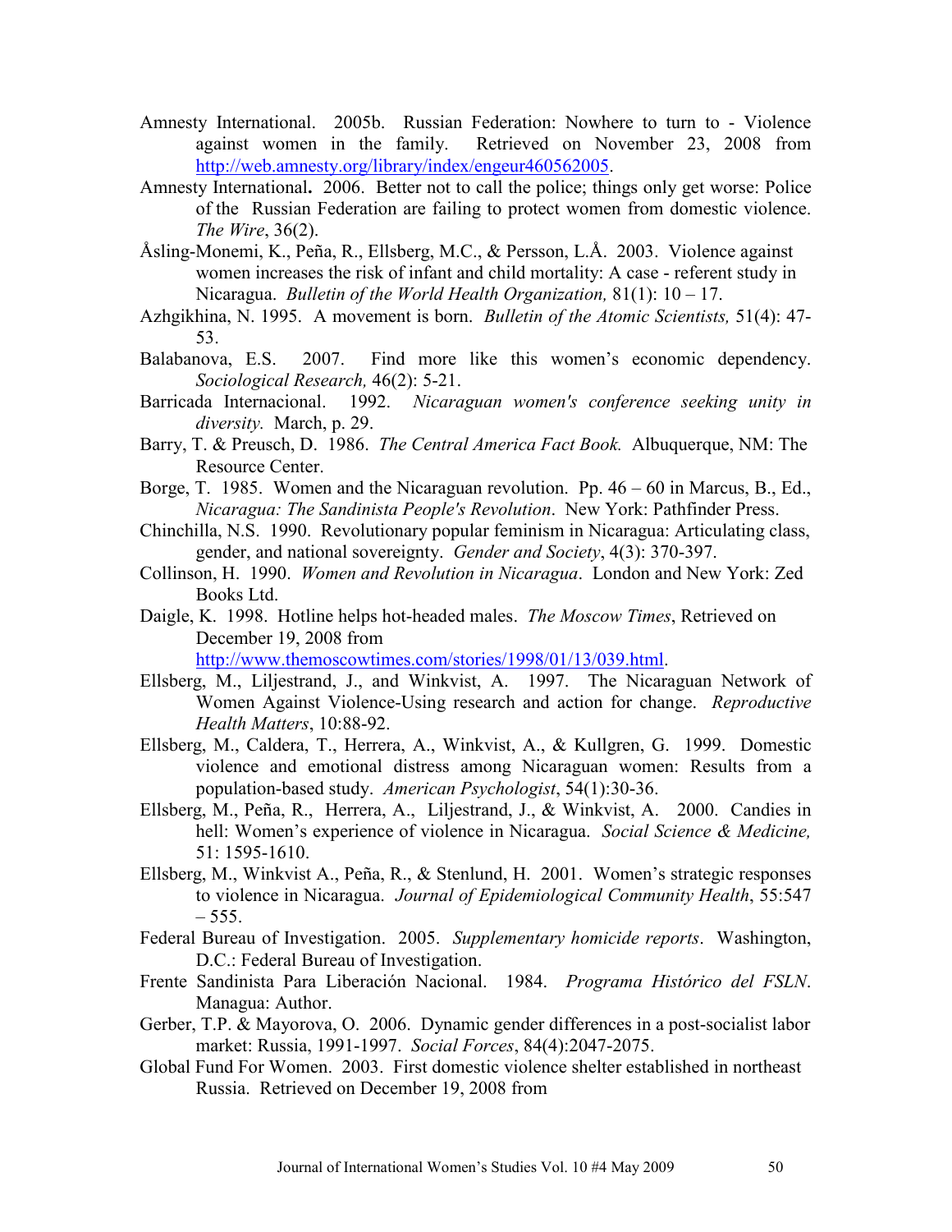Amnesty International. 2005b. Russian Federation: Nowhere to turn to - Violence against women in the family. Retrieved on November 23, 2008 from http://web.amnesty.org/library/index/engeur460562005.

Amnesty International**.** 2006. Better not to call the police; things only get worse: Police of the Russian Federation are failing to protect women from domestic violence. *The Wire*, 36(2).

Åsling-Monemi, K., Peña, R., Ellsberg, M.C., & Persson, L.Å. 2003. Violence against women increases the risk of infant and child mortality: A case - referent study in Nicaragua. *Bulletin of the World Health Organization,* 81(1): 10 – 17.

Azhgikhina, N. 1995. A movement is born. *Bulletin of the Atomic Scientists,* 51(4): 47-53.

Balabanova, E.S. 2007. Find more like this women's economic dependency. *Sociological Research,* 46(2): 5-21.

Barricada Internacional. 1992. *Nicaraguan women's conference seeking unity in diversity.* March, p. 29.

Barry, T. & Preusch, D. 1986. *The Central America Fact Book.* Albuquerque, NM: The Resource Center.

Borge, T. 1985. Women and the Nicaraguan revolution. Pp. 46 – 60 in Marcus, B., Ed., *Nicaragua: The Sandinista People's Revolution*. New York: Pathfinder Press.

Chinchilla, N.S. 1990. Revolutionary popular feminism in Nicaragua: Articulating class, gender, and national sovereignty. *Gender and Society*, 4(3): 370-397.

Collinson, H. 1990. *Women and Revolution in Nicaragua*. London and New York: Zed Books Ltd.

Daigle, K. 1998. Hotline helps hot-headed males. *The Moscow Times*, Retrieved on December 19, 2008 from http://www.themoscowtimes.com/stories/1998/01/13/039.html.

Ellsberg, M., Liljestrand, J., and Winkvist, A. 1997. The Nicaraguan Network of Women Against Violence-Using research and action for change. *Reproductive Health Matters*, 10:88-92.

Ellsberg, M., Caldera, T., Herrera, A., Winkvist, A., & Kullgren, G. 1999. Domestic violence and emotional distress among Nicaraguan women: Results from a population-based study. *American Psychologist*, 54(1):30-36.

Ellsberg, M., Peña, R., Herrera, A., Liljestrand, J., & Winkvist, A. 2000. Candies in hell: Women's experience of violence in Nicaragua. *Social Science & Medicine,* 51: 1595-1610.

Ellsberg, M., Winkvist A., Peña, R., & Stenlund, H. 2001. Women's strategic responses to violence in Nicaragua. *Journal of Epidemiological Community Health*, 55:547 – 555.

Federal Bureau of Investigation. 2005. *Supplementary homicide reports*. Washington, D.C.: Federal Bureau of Investigation.

Frente Sandinista Para Liberación Nacional. 1984. *Programa Histórico del FSLN*. Managua: Author.

Gerber, T.P. & Mayorova, O. 2006. Dynamic gender differences in a post-socialist labor market: Russia, 1991-1997. *Social Forces*, 84(4):2047-2075.

Global Fund For Women. 2003. First domestic violence shelter established in northeast Russia. Retrieved on December 19, 2008 from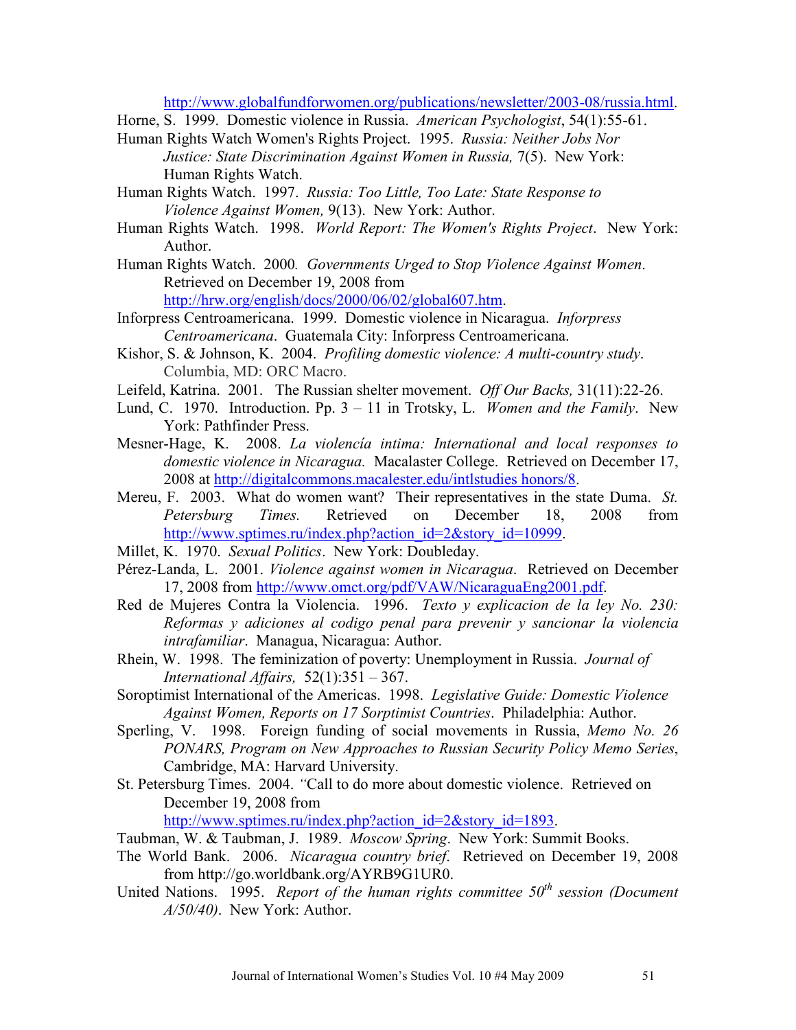http://www.globalfundforwomen.org/publications/newsletter/2003-08/russia.html.

Horne, S. 1999. Domestic violence in Russia. *American Psychologist*, 54(1):55-61.

Human Rights Watch Women's Rights Project. 1995. *Russia: Neither Jobs Nor Justice: State Discrimination Against Women in Russia,* 7(5). New York: Human Rights Watch.

Human Rights Watch. 1997. *Russia: Too Little, Too Late: State Response to Violence Against Women,* 9(13). New York: Author.

Human Rights Watch. 1998. *World Report: The Women's Rights Project*. New York: Author.

Human Rights Watch. 2000*. Governments Urged to Stop Violence Against Women*. Retrieved on December 19, 2008 from http://hrw.org/english/docs/2000/06/02/global607.htm.

Inforpress Centroamericana. 1999. Domestic violence in Nicaragua. *Inforpress Centroamericana*. Guatemala City: Inforpress Centroamericana.

Kishor, S. & Johnson, K. 2004. *Profiling domestic violence: A multi-country study*. Columbia, MD: ORC Macro.

Leifeld, Katrina. 2001. The Russian shelter movement. *Off Our Backs,* 31(11):22-26.

Lund, C. 1970. Introduction. Pp. 3 – 11 in Trotsky, L. *Women and the Family*. New York: Pathfinder Press.

Mesner-Hage, K. 2008. *La violencía intima: International and local responses to domestic violence in Nicaragua.* Macalaster College. Retrieved on December 17, 2008 at http://digitalcommons.macalester.edu/intlstudies honors/8.

Mereu, F. 2003. What do women want? Their representatives in the state Duma. *St. Petersburg Times.* Retrieved on December 18, 2008 from http://www.sptimes.ru/index.php?action_id=2&story_id=10999.

Millet, K. 1970. *Sexual Politics*. New York: Doubleday.

Pérez-Landa, L. 2001. *Violence against women in Nicaragua*. Retrieved on December 17, 2008 from http://www.omct.org/pdf/VAW/NicaraguaEng2001.pdf.

Red de Mujeres Contra la Violencia. 1996. *Texto y explicacion de la ley No. 230: Reformas y adiciones al codigo penal para prevenir y sancionar la violencia intrafamiliar*. Managua, Nicaragua: Author.

Rhein, W. 1998. The feminization of poverty: Unemployment in Russia. *Journal of International Affairs,* 52(1):351 – 367.

Soroptimist International of the Americas. 1998. *Legislative Guide: Domestic Violence Against Women, Reports on 17 Sorptimist Countries*. Philadelphia: Author.

Sperling, V. 1998. Foreign funding of social movements in Russia, *Memo No. 26 PONARS, Program on New Approaches to Russian Security Policy Memo Series*, Cambridge, MA: Harvard University.

St. Petersburg Times. 2004. *"*Call to do more about domestic violence. Retrieved on December 19, 2008 from http://www.sptimes.ru/index.php?action_id=2&story_id=1893.

Taubman, W. & Taubman, J. 1989. *Moscow Spring*. New York: Summit Books.

The World Bank. 2006. *Nicaragua country brief*. Retrieved on December 19, 2008 from http://go.worldbank.org/AYRB9G1UR0.

United Nations. 1995. *Report of the human rights committee 50th session (Document A/50/40)*. New York: Author.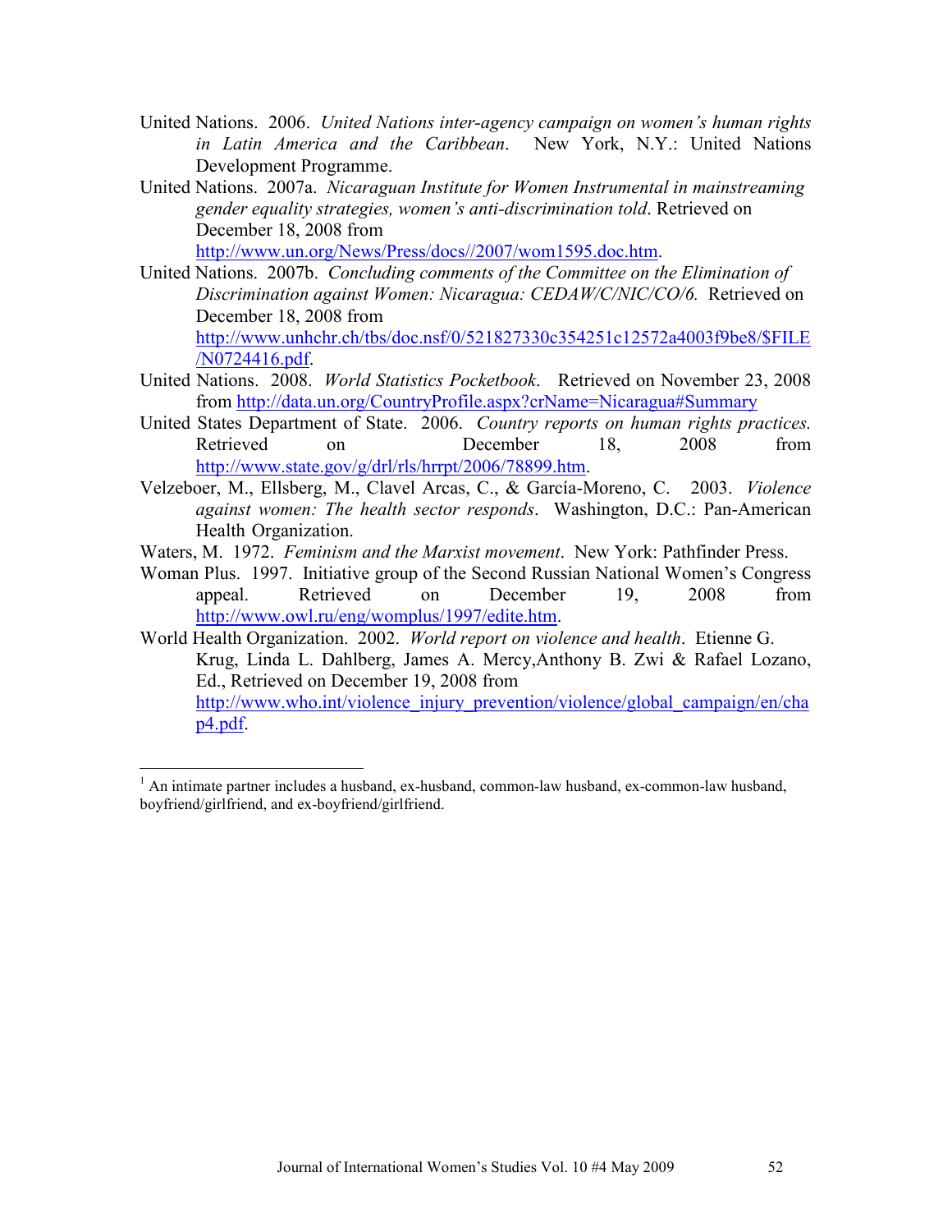United Nations. 2006. *United Nations inter-agency campaign on women's human rights in Latin America and the Caribbean*. New York, N.Y.: United Nations Development Programme.

United Nations. 2007a. *Nicaraguan Institute for Women Instrumental in mainstreaming gender equality strategies, women's anti-discrimination told*. Retrieved on December 18, 2008 from http://www.un.org/News/Press/docs//2007/wom1595.doc.htm.

United Nations. 2007b. *Concluding comments of the Committee on the Elimination of Discrimination against Women: Nicaragua: CEDAW/C/NIC/CO/6.* Retrieved on December 18, 2008 from http://www.unhchr.ch/tbs/doc.nsf/0/521827330c354251c12572a4003f9be8/$FILE/N0724416.pdf.

United Nations. 2008. *World Statistics Pocketbook*. Retrieved on November 23, 2008 from http://data.un.org/CountryProfile.aspx?crName=Nicaragua#Summary

United States Department of State. 2006. *Country reports on human rights practices.* Retrieved on December 18, 2008 from http://www.state.gov/g/drl/rls/hrrpt/2006/78899.htm.

Velzeboer, M., Ellsberg, M., Clavel Arcas, C., & García-Moreno, C. 2003. *Violence against women: The health sector responds*. Washington, D.C.: Pan-American Health Organization.

Waters, M. 1972. *Feminism and the Marxist movement*. New York: Pathfinder Press.

Woman Plus. 1997. Initiative group of the Second Russian National Women's Congress appeal. Retrieved on December 19, 2008 from http://www.owl.ru/eng/womplus/1997/edite.htm.

World Health Organization. 2002. *World report on violence and health*. Etienne G. Krug, Linda L. Dahlberg, James A. Mercy,Anthony B. Zwi & Rafael Lozano, Ed., Retrieved on December 19, 2008 from http://www.who.int/violence_injury_prevention/violence/global_campaign/en/chap4.pdf.

---

[1] An intimate partner includes a husband, ex-husband, common-law husband, ex-common-law husband, boyfriend/girlfriend, and ex-boyfriend/girlfriend.